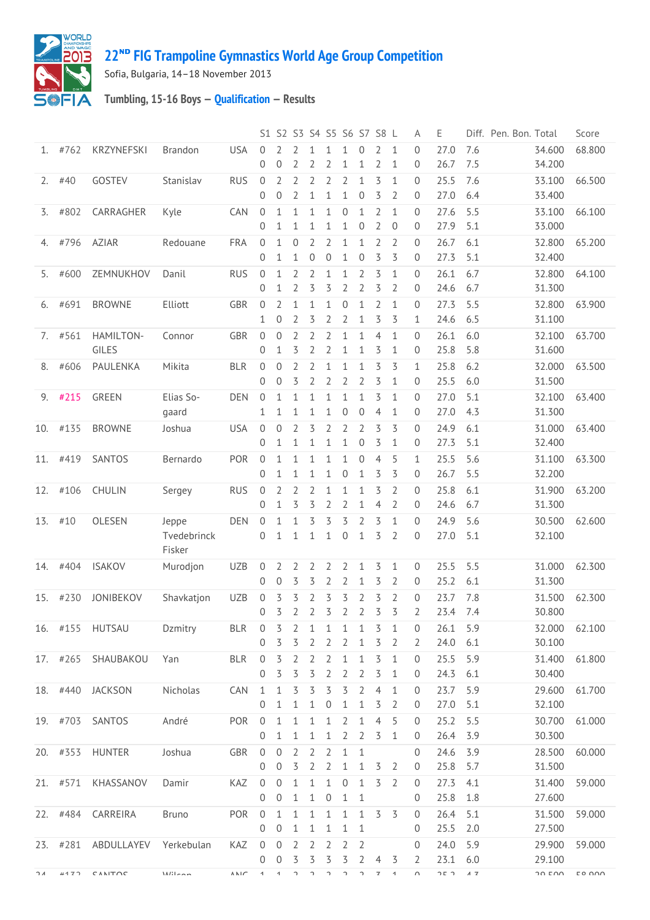# 22[ND] FIG Trampoline Gymnastics World Age Group Competition

Sofia, Bulgaria, 14–18 November 2013

## Tumbling, 15-16 Boys — Qualification — Results

| | | | | | S1 | S2 | S3 | S4 | S5 | S6 | S7 | S8 | L | A | E | Diff. | Pen. | Bon. | Total | Score |
|---|---|---|---|---|---|---|---|---|---|---|---|---|---|---|---|---|---|---|---|---|
| 1. | #762 | KRZYNEFSKI | Brandon | USA | 0 | 2 | 2 | 1 | 1 | 1 | 0 | 2 | 1 | 0 | 27.0 | 7.6 | | | 34.600 | 68.800 |
| | | | | | 0 | 0 | 2 | 2 | 2 | 1 | 1 | 2 | 1 | 0 | 26.7 | 7.5 | | | 34.200 | |
| 2. | #40 | GOSTEV | Stanislav | RUS | 0 | 2 | 2 | 2 | 2 | 2 | 1 | 3 | 1 | 0 | 25.5 | 7.6 | | | 33.100 | 66.500 |
| | | | | | 0 | 0 | 2 | 1 | 1 | 1 | 0 | 3 | 2 | 0 | 27.0 | 6.4 | | | 33.400 | |
| 3. | #802 | CARRAGHER | Kyle | CAN | 0 | 1 | 1 | 1 | 1 | 0 | 1 | 2 | 1 | 0 | 27.6 | 5.5 | | | 33.100 | 66.100 |
| | | | | | 0 | 1 | 1 | 1 | 1 | 1 | 0 | 2 | 0 | 0 | 27.9 | 5.1 | | | 33.000 | |
| 4. | #796 | AZIAR | Redouane | FRA | 0 | 1 | 0 | 2 | 2 | 1 | 1 | 2 | 2 | 0 | 26.7 | 6.1 | | | 32.800 | 65.200 |
| | | | | | 0 | 1 | 1 | 0 | 0 | 1 | 0 | 3 | 3 | 0 | 27.3 | 5.1 | | | 32.400 | |
| 5. | #600 | ZEMNUKHOV | Danil | RUS | 0 | 1 | 2 | 2 | 1 | 1 | 2 | 3 | 1 | 0 | 26.1 | 6.7 | | | 32.800 | 64.100 |
| | | | | | 0 | 1 | 2 | 3 | 3 | 2 | 2 | 3 | 2 | 0 | 24.6 | 6.7 | | | 31.300 | |
| 6. | #691 | BROWNE | Elliott | GBR | 0 | 2 | 1 | 1 | 1 | 0 | 1 | 2 | 1 | 0 | 27.3 | 5.5 | | | 32.800 | 63.900 |
| | | | | | 1 | 0 | 2 | 3 | 2 | 2 | 1 | 3 | 3 | 1 | 24.6 | 6.5 | | | 31.100 | |
| 7. | #561 | HAMILTON-GILES | Connor | GBR | 0 | 0 | 2 | 2 | 2 | 1 | 1 | 4 | 1 | 0 | 26.1 | 6.0 | | | 32.100 | 63.700 |
| | | | | | 0 | 1 | 3 | 2 | 2 | 1 | 1 | 3 | 1 | 0 | 25.8 | 5.8 | | | 31.600 | |
| 8. | #606 | PAULENKA | Mikita | BLR | 0 | 0 | 2 | 2 | 1 | 1 | 1 | 3 | 3 | 1 | 25.8 | 6.2 | | | 32.000 | 63.500 |
| | | | | | 0 | 0 | 3 | 2 | 2 | 2 | 2 | 3 | 1 | 0 | 25.5 | 6.0 | | | 31.500 | |
| 9. | #215 | GREEN | Elias Sogaard | DEN | 0 | 1 | 1 | 1 | 1 | 1 | 1 | 3 | 1 | 0 | 27.0 | 5.1 | | | 32.100 | 63.400 |
| | | | | | 1 | 1 | 1 | 1 | 1 | 0 | 0 | 4 | 1 | 0 | 27.0 | 4.3 | | | 31.300 | |
| 10. | #135 | BROWNE | Joshua | USA | 0 | 0 | 2 | 3 | 2 | 2 | 2 | 3 | 3 | 0 | 24.9 | 6.1 | | | 31.000 | 63.400 |
| | | | | | 0 | 1 | 1 | 1 | 1 | 1 | 0 | 3 | 1 | 0 | 27.3 | 5.1 | | | 32.400 | |
| 11. | #419 | SANTOS | Bernardo | POR | 0 | 1 | 1 | 1 | 1 | 1 | 0 | 4 | 5 | 1 | 25.5 | 5.6 | | | 31.100 | 63.300 |
| | | | | | 0 | 1 | 1 | 1 | 1 | 0 | 1 | 3 | 3 | 0 | 26.7 | 5.5 | | | 32.200 | |
| 12. | #106 | CHULIN | Sergey | RUS | 0 | 2 | 2 | 2 | 1 | 1 | 1 | 3 | 2 | 0 | 25.8 | 6.1 | | | 31.900 | 63.200 |
| | | | | | 0 | 1 | 3 | 3 | 2 | 2 | 1 | 4 | 2 | 0 | 24.6 | 6.7 | | | 31.300 | |
| 13. | #10 | OLESEN | Jeppe Tvedebrinck Fisker | DEN | 0 | 1 | 1 | 3 | 3 | 3 | 2 | 3 | 1 | 0 | 24.9 | 5.6 | | | 30.500 | 62.600 |
| | | | | | 0 | 1 | 1 | 1 | 1 | 0 | 1 | 3 | 2 | 0 | 27.0 | 5.1 | | | 32.100 | |
| 14. | #404 | ISAKOV | Murodjon | UZB | 0 | 2 | 2 | 2 | 2 | 2 | 1 | 3 | 1 | 0 | 25.5 | 5.5 | | | 31.000 | 62.300 |
| | | | | | 0 | 0 | 3 | 3 | 2 | 2 | 1 | 3 | 2 | 0 | 25.2 | 6.1 | | | 31.300 | |
| 15. | #230 | JONIBEKOV | Shavkatjon | UZB | 0 | 3 | 3 | 2 | 3 | 3 | 2 | 3 | 2 | 0 | 23.7 | 7.8 | | | 31.500 | 62.300 |
| | | | | | 0 | 3 | 2 | 2 | 3 | 2 | 2 | 3 | 3 | 2 | 23.4 | 7.4 | | | 30.800 | |
| 16. | #155 | HUTSAU | Dzmitry | BLR | 0 | 3 | 2 | 1 | 1 | 1 | 1 | 3 | 1 | 0 | 26.1 | 5.9 | | | 32.000 | 62.100 |
| | | | | | 0 | 3 | 3 | 2 | 2 | 2 | 1 | 3 | 2 | 2 | 24.0 | 6.1 | | | 30.100 | |
| 17. | #265 | SHAUBAKOU | Yan | BLR | 0 | 3 | 2 | 2 | 2 | 1 | 1 | 3 | 1 | 0 | 25.5 | 5.9 | | | 31.400 | 61.800 |
| | | | | | 0 | 3 | 3 | 3 | 2 | 2 | 2 | 3 | 1 | 0 | 24.3 | 6.1 | | | 30.400 | |
| 18. | #440 | JACKSON | Nicholas | CAN | 1 | 1 | 3 | 3 | 3 | 3 | 2 | 4 | 1 | 0 | 23.7 | 5.9 | | | 29.600 | 61.700 |
| | | | | | 0 | 1 | 1 | 1 | 0 | 1 | 1 | 3 | 2 | 0 | 27.0 | 5.1 | | | 32.100 | |
| 19. | #703 | SANTOS | André | POR | 0 | 1 | 1 | 1 | 1 | 2 | 1 | 4 | 5 | 0 | 25.2 | 5.5 | | | 30.700 | 61.000 |
| | | | | | 0 | 1 | 1 | 1 | 1 | 2 | 2 | 3 | 1 | 0 | 26.4 | 3.9 | | | 30.300 | |
| 20. | #353 | HUNTER | Joshua | GBR | 0 | 0 | 2 | 2 | 2 | 1 | 1 | | | 0 | 24.6 | 3.9 | | | 28.500 | 60.000 |
| | | | | | 0 | 0 | 3 | 2 | 2 | 1 | 1 | 3 | 2 | 0 | 25.8 | 5.7 | | | 31.500 | |
| 21. | #571 | KHASSANOV | Damir | KAZ | 0 | 0 | 1 | 1 | 1 | 0 | 1 | 3 | 2 | 0 | 27.3 | 4.1 | | | 31.400 | 59.000 |
| | | | | | 0 | 0 | 1 | 1 | 0 | 1 | 1 | | | 0 | 25.8 | 1.8 | | | 27.600 | |
| 22. | #484 | CARREIRA | Bruno | POR | 0 | 1 | 1 | 1 | 1 | 1 | 1 | 3 | 3 | 0 | 26.4 | 5.1 | | | 31.500 | 59.000 |
| | | | | | 0 | 0 | 1 | 1 | 1 | 1 | 1 | | | 0 | 25.5 | 2.0 | | | 27.500 | |
| 23. | #281 | ABDULLAYEV | Yerkebulan | KAZ | 0 | 0 | 2 | 2 | 2 | 2 | 2 | | | 0 | 24.0 | 5.9 | | | 29.900 | 59.000 |
| | | | | | 0 | 0 | 3 | 3 | 3 | 3 | 2 | 4 | 3 | 2 | 23.1 | 6.0 | | | 29.100 | |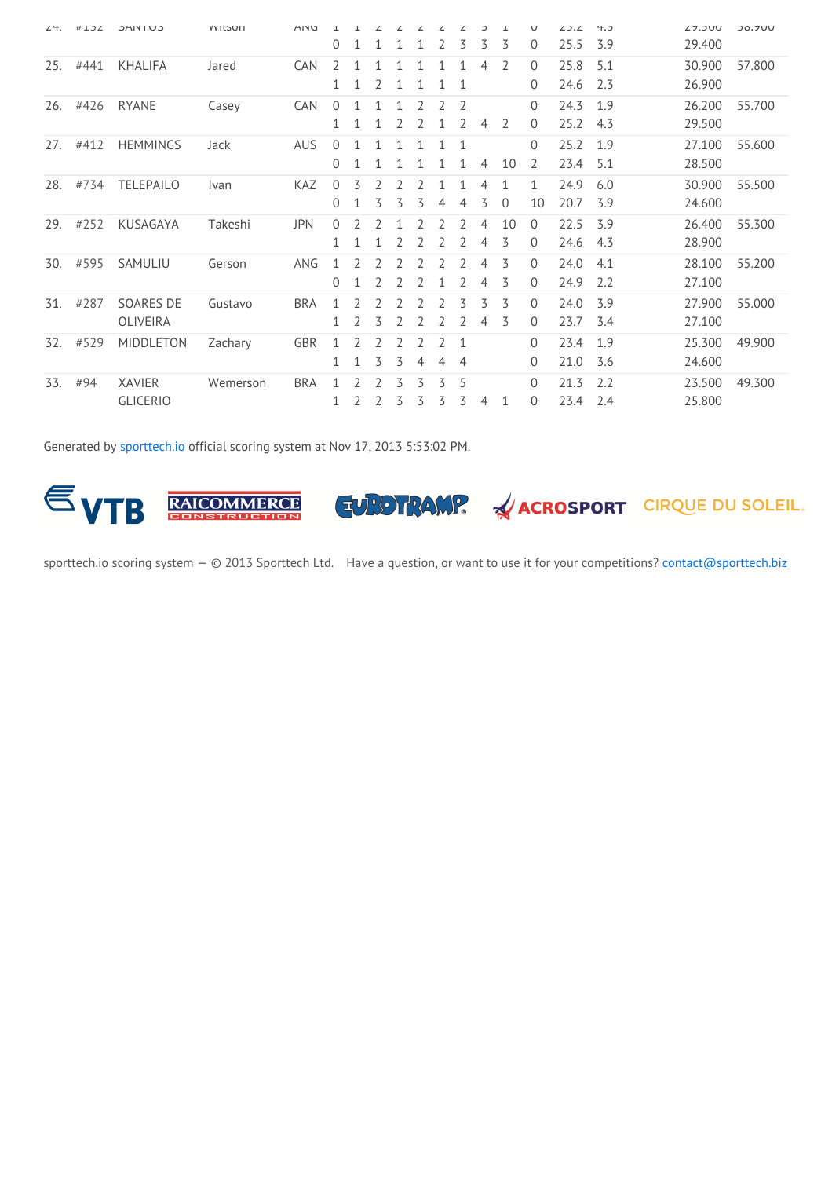| | | | | | | | | | | | | | | | | | | |
|---|---|---|---|---|---|---|---|---|---|---|---|---|---|---|---|---|---|---|
| 24. | #152 | SANTOS | Wilson | ANG | 1 | 1 | 2 | 2 | 2 | 2 | 2 | 3 | 1 | 0 | 25.2 | 4.3 | 29.500 | 58.900 |
| | | | | | 0 | 1 | 1 | 1 | 1 | 2 | 3 | 3 | 3 | 0 | 25.5 | 3.9 | 29.400 | |
| 25. | #441 | KHALIFA | Jared | CAN | 2 | 1 | 1 | 1 | 1 | 1 | 1 | 4 | 2 | 0 | 25.8 | 5.1 | 30.900 | 57.800 |
| | | | | | 1 | 1 | 2 | 1 | 1 | 1 | 1 | | | 0 | 24.6 | 2.3 | 26.900 | |
| 26. | #426 | RYANE | Casey | CAN | 0 | 1 | 1 | 1 | 2 | 2 | 2 | | | 0 | 24.3 | 1.9 | 26.200 | 55.700 |
| | | | | | 1 | 1 | 1 | 2 | 2 | 1 | 2 | 4 | 2 | 0 | 25.2 | 4.3 | 29.500 | |
| 27. | #412 | HEMMINGS | Jack | AUS | 0 | 1 | 1 | 1 | 1 | 1 | 1 | | | 0 | 25.2 | 1.9 | 27.100 | 55.600 |
| | | | | | 0 | 1 | 1 | 1 | 1 | 1 | 1 | 4 | 10 | 2 | 23.4 | 5.1 | 28.500 | |
| 28. | #734 | TELEPAILO | Ivan | KAZ | 0 | 3 | 2 | 2 | 2 | 1 | 1 | 4 | 1 | 1 | 24.9 | 6.0 | 30.900 | 55.500 |
| | | | | | 0 | 1 | 3 | 3 | 3 | 4 | 4 | 3 | 0 | 10 | 20.7 | 3.9 | 24.600 | |
| 29. | #252 | KUSAGAYA | Takeshi | JPN | 0 | 2 | 2 | 1 | 2 | 2 | 2 | 4 | 10 | 0 | 22.5 | 3.9 | 26.400 | 55.300 |
| | | | | | 1 | 1 | 1 | 2 | 2 | 2 | 2 | 4 | 3 | 0 | 24.6 | 4.3 | 28.900 | |
| 30. | #595 | SAMULIU | Gerson | ANG | 1 | 2 | 2 | 2 | 2 | 2 | 2 | 4 | 3 | 0 | 24.0 | 4.1 | 28.100 | 55.200 |
| | | | | | 0 | 1 | 2 | 2 | 2 | 1 | 2 | 4 | 3 | 0 | 24.9 | 2.2 | 27.100 | |
| 31. | #287 | SOARES DE OLIVEIRA | Gustavo | BRA | 1 | 2 | 2 | 2 | 2 | 2 | 3 | 3 | 3 | 0 | 24.0 | 3.9 | 27.900 | 55.000 |
| | | | | | 1 | 2 | 3 | 2 | 2 | 2 | 2 | 4 | 3 | 0 | 23.7 | 3.4 | 27.100 | |
| 32. | #529 | MIDDLETON | Zachary | GBR | 1 | 2 | 2 | 2 | 2 | 2 | 1 | | | 0 | 23.4 | 1.9 | 25.300 | 49.900 |
| | | | | | 1 | 1 | 3 | 3 | 4 | 4 | 4 | | | 0 | 21.0 | 3.6 | 24.600 | |
| 33. | #94 | XAVIER GLICERIO | Wemerson | BRA | 1 | 2 | 2 | 3 | 3 | 3 | 5 | | | 0 | 21.3 | 2.2 | 23.500 | 49.300 |
| | | | | | 1 | 2 | 2 | 3 | 3 | 3 | 3 | 4 | 1 | 0 | 23.4 | 2.4 | 25.800 | |

Generated by sporttech.io official scoring system at Nov 17, 2013 5:53:02 PM.

VTB RAICOMMERCE CONSTRUCTION EUROTRAMP ACROSPORT CIRQUE DU SOLEIL

sporttech.io scoring system — © 2013 Sporttech Ltd. Have a question, or want to use it for your competitions? contact@sporttech.biz